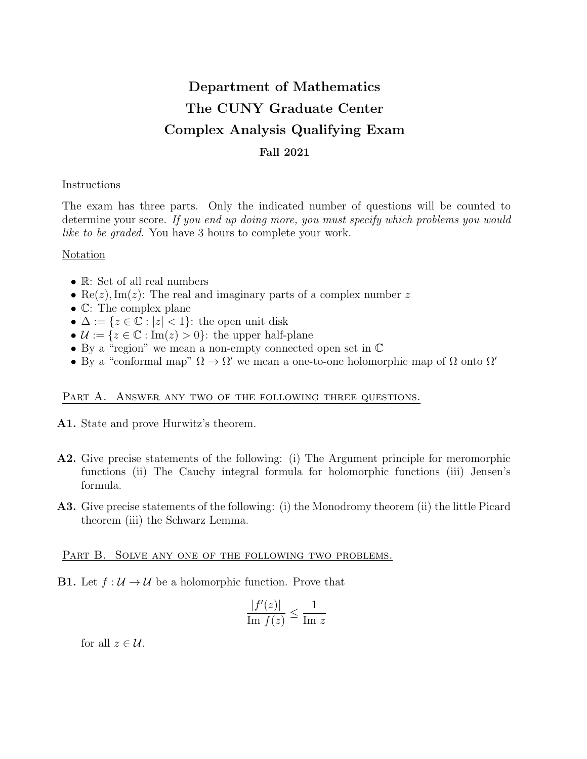# Department of Mathematics
# The CUNY Graduate Center
# Complex Analysis Qualifying Exam

### Fall 2021

Instructions

The exam has three parts. Only the indicated number of questions will be counted to determine your score. *If you end up doing more, you must specify which problems you would like to be graded*. You have 3 hours to complete your work.

Notation

- $\mathbb{R}$: Set of all real numbers
- $\mathrm{Re}(z), \mathrm{Im}(z)$: The real and imaginary parts of a complex number $z$
- $\mathbb{C}$: The complex plane
- $\Delta := \{z \in \mathbb{C} : |z| < 1\}$: the open unit disk
- $\mathcal{U} := \{z \in \mathbb{C} : \mathrm{Im}(z) > 0\}$: the upper half-plane
- By a "region" we mean a non-empty connected open set in $\mathbb{C}$
- By a "conformal map" $\Omega \to \Omega'$ we mean a one-to-one holomorphic map of $\Omega$ onto $\Omega'$

## Part A. Answer any two of the following three questions.

**A1.** State and prove Hurwitz's theorem.

**A2.** Give precise statements of the following: (i) The Argument principle for meromorphic functions (ii) The Cauchy integral formula for holomorphic functions (iii) Jensen's formula.

**A3.** Give precise statements of the following: (i) the Monodromy theorem (ii) the little Picard theorem (iii) the Schwarz Lemma.

## Part B. Solve any one of the following two problems.

**B1.** Let $f : \mathcal{U} \to \mathcal{U}$ be a holomorphic function. Prove that

$$\frac{|f'(z)|}{\mathrm{Im}\ f(z)} \leq \frac{1}{\mathrm{Im}\ z}$$

for all $z \in \mathcal{U}$.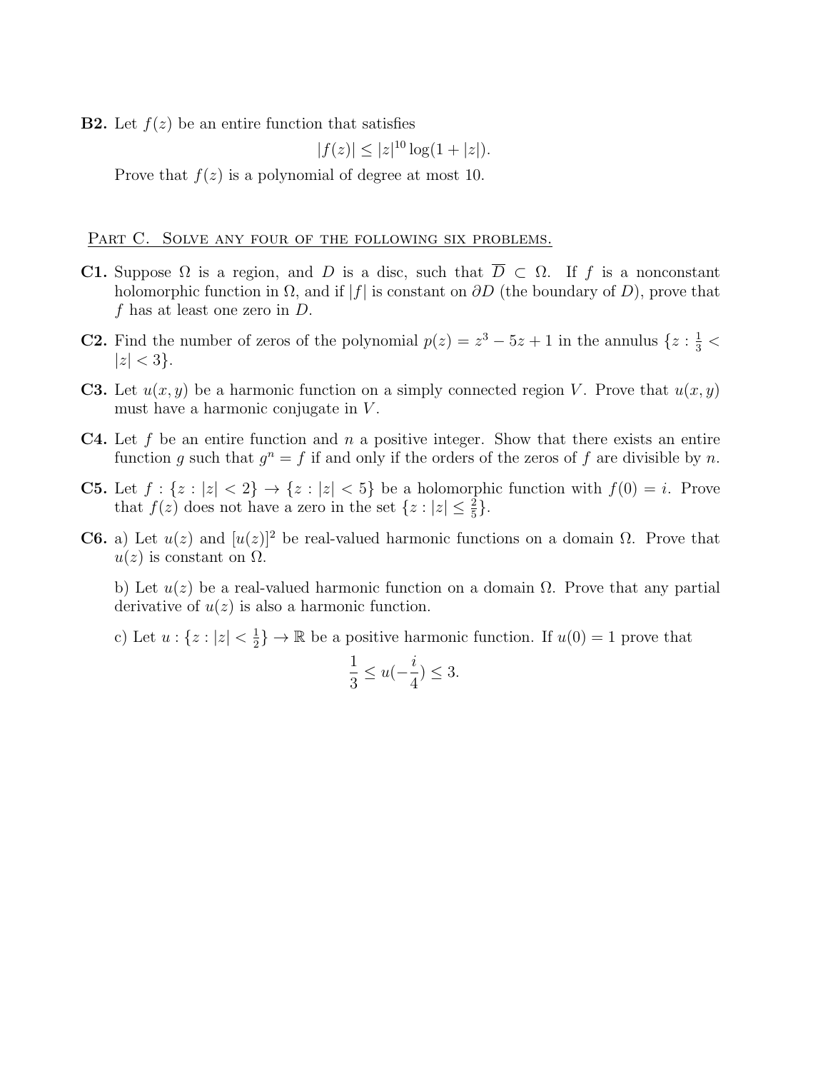**B2.** Let $f(z)$ be an entire function that satisfies

$$|f(z)| \leq |z|^{10} \log(1 + |z|).$$

Prove that $f(z)$ is a polynomial of degree at most 10.

## Part C. Solve any four of the following six problems.

**C1.** Suppose $\Omega$ is a region, and $D$ is a disc, such that $\overline{D} \subset \Omega$. If $f$ is a nonconstant holomorphic function in $\Omega$, and if $|f|$ is constant on $\partial D$ (the boundary of $D$), prove that $f$ has at least one zero in $D$.

**C2.** Find the number of zeros of the polynomial $p(z) = z^3 - 5z + 1$ in the annulus $\{z : \frac{1}{3} < |z| < 3\}$.

**C3.** Let $u(x, y)$ be a harmonic function on a simply connected region $V$. Prove that $u(x, y)$ must have a harmonic conjugate in $V$.

**C4.** Let $f$ be an entire function and $n$ a positive integer. Show that there exists an entire function $g$ such that $g^n = f$ if and only if the orders of the zeros of $f$ are divisible by $n$.

**C5.** Let $f : \{z : |z| < 2\} \to \{z : |z| < 5\}$ be a holomorphic function with $f(0) = i$. Prove that $f(z)$ does not have a zero in the set $\{z : |z| \leq \frac{2}{5}\}$.

**C6.** a) Let $u(z)$ and $[u(z)]^2$ be real-valued harmonic functions on a domain $\Omega$. Prove that $u(z)$ is constant on $\Omega$.

b) Let $u(z)$ be a real-valued harmonic function on a domain $\Omega$. Prove that any partial derivative of $u(z)$ is also a harmonic function.

c) Let $u : \{z : |z| < \frac{1}{2}\} \to \mathbb{R}$ be a positive harmonic function. If $u(0) = 1$ prove that

$$\frac{1}{3} \leq u(-\frac{i}{4}) \leq 3.$$